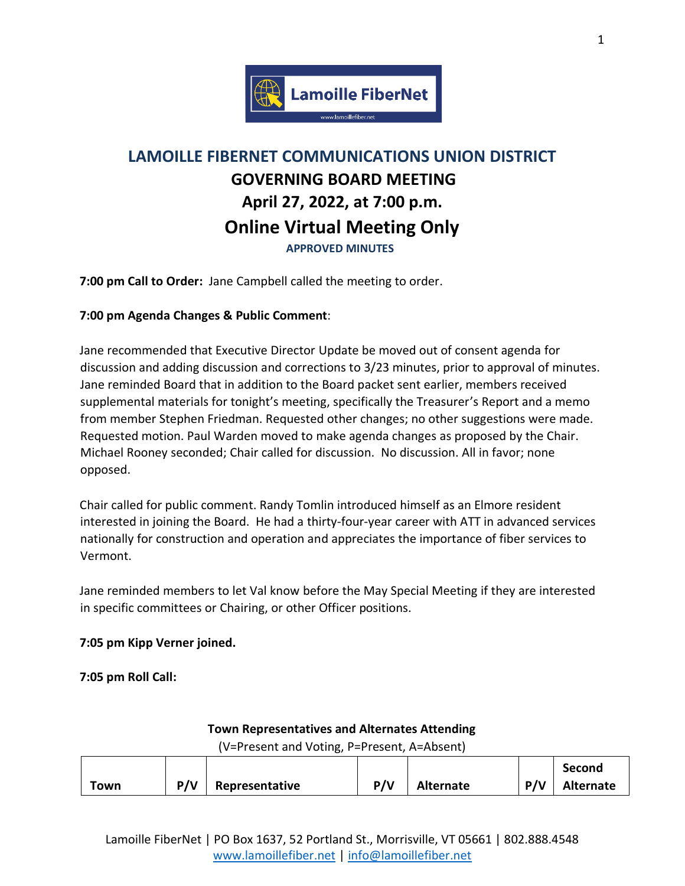# LAMOILLE FIBERNET COMMUNICATIONS UNION DISTRICT

## GOVERNING BOARD MEETING

## April 27, 2022, at 7:00 p.m.

## Online Virtual Meeting Only

**APPROVED MINUTES**

**7:00 pm Call to Order:** Jane Campbell called the meeting to order.

**7:00 pm Agenda Changes & Public Comment**:

Jane recommended that Executive Director Update be moved out of consent agenda for discussion and adding discussion and corrections to 3/23 minutes, prior to approval of minutes. Jane reminded Board that in addition to the Board packet sent earlier, members received supplemental materials for tonight's meeting, specifically the Treasurer's Report and a memo from member Stephen Friedman. Requested other changes; no other suggestions were made. Requested motion. Paul Warden moved to make agenda changes as proposed by the Chair. Michael Rooney seconded; Chair called for discussion. No discussion. All in favor; none opposed.

Chair called for public comment. Randy Tomlin introduced himself as an Elmore resident interested in joining the Board. He had a thirty-four-year career with ATT in advanced services nationally for construction and operation and appreciates the importance of fiber services to Vermont.

Jane reminded members to let Val know before the May Special Meeting if they are interested in specific committees or Chairing, or other Officer positions.

**7:05 pm Kipp Verner joined.**

**7:05 pm Roll Call:**

**Town Representatives and Alternates Attending**

(V=Present and Voting, P=Present, A=Absent)

| Town | P/V | Representative | P/V | Alternate | P/V | Second Alternate |
|---|---|---|---|---|---|---|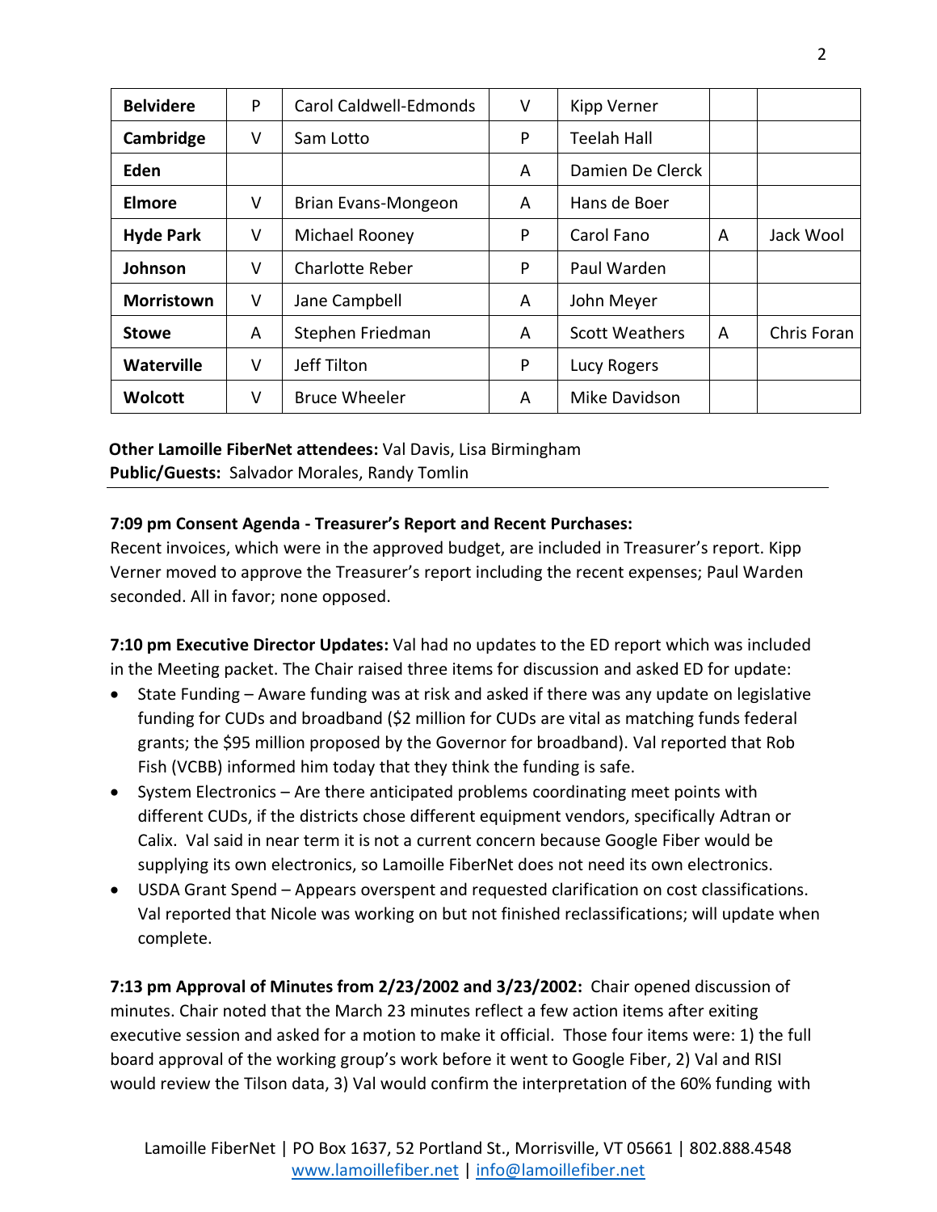| **Belvidere** | P | Carol Caldwell-Edmonds | V | Kipp Verner | | |
|---|---|---|---|---|---|---|
| **Cambridge** | V | Sam Lotto | P | Teelah Hall | | |
| **Eden** | | | A | Damien De Clerck | | |
| **Elmore** | V | Brian Evans-Mongeon | A | Hans de Boer | | |
| **Hyde Park** | V | Michael Rooney | P | Carol Fano | A | Jack Wool |
| **Johnson** | V | Charlotte Reber | P | Paul Warden | | |
| **Morristown** | V | Jane Campbell | A | John Meyer | | |
| **Stowe** | A | Stephen Friedman | A | Scott Weathers | A | Chris Foran |
| **Waterville** | V | Jeff Tilton | P | Lucy Rogers | | |
| **Wolcott** | V | Bruce Wheeler | A | Mike Davidson | | |

**Other Lamoille FiberNet attendees:** Val Davis, Lisa Birmingham
**Public/Guests:** Salvador Morales, Randy Tomlin

**7:09 pm Consent Agenda - Treasurer's Report and Recent Purchases:**
Recent invoices, which were in the approved budget, are included in Treasurer's report. Kipp Verner moved to approve the Treasurer's report including the recent expenses; Paul Warden seconded. All in favor; none opposed.

**7:10 pm Executive Director Updates:** Val had no updates to the ED report which was included in the Meeting packet. The Chair raised three items for discussion and asked ED for update:

- State Funding – Aware funding was at risk and asked if there was any update on legislative funding for CUDs and broadband ($2 million for CUDs are vital as matching funds federal grants; the $95 million proposed by the Governor for broadband). Val reported that Rob Fish (VCBB) informed him today that they think the funding is safe.
- System Electronics – Are there anticipated problems coordinating meet points with different CUDs, if the districts chose different equipment vendors, specifically Adtran or Calix. Val said in near term it is not a current concern because Google Fiber would be supplying its own electronics, so Lamoille FiberNet does not need its own electronics.
- USDA Grant Spend – Appears overspent and requested clarification on cost classifications. Val reported that Nicole was working on but not finished reclassifications; will update when complete.

**7:13 pm Approval of Minutes from 2/23/2002 and 3/23/2002:** Chair opened discussion of minutes. Chair noted that the March 23 minutes reflect a few action items after exiting executive session and asked for a motion to make it official. Those four items were: 1) the full board approval of the working group's work before it went to Google Fiber, 2) Val and RISI would review the Tilson data, 3) Val would confirm the interpretation of the 60% funding with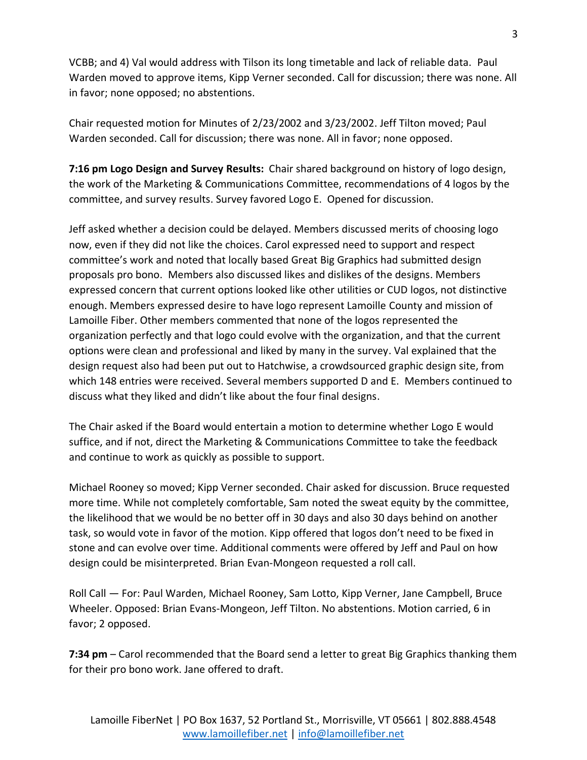VCBB; and 4) Val would address with Tilson its long timetable and lack of reliable data. Paul Warden moved to approve items, Kipp Verner seconded. Call for discussion; there was none. All in favor; none opposed; no abstentions.

Chair requested motion for Minutes of 2/23/2002 and 3/23/2002. Jeff Tilton moved; Paul Warden seconded. Call for discussion; there was none. All in favor; none opposed.

**7:16 pm Logo Design and Survey Results:** Chair shared background on history of logo design, the work of the Marketing & Communications Committee, recommendations of 4 logos by the committee, and survey results. Survey favored Logo E. Opened for discussion.

Jeff asked whether a decision could be delayed. Members discussed merits of choosing logo now, even if they did not like the choices. Carol expressed need to support and respect committee's work and noted that locally based Great Big Graphics had submitted design proposals pro bono. Members also discussed likes and dislikes of the designs. Members expressed concern that current options looked like other utilities or CUD logos, not distinctive enough. Members expressed desire to have logo represent Lamoille County and mission of Lamoille Fiber. Other members commented that none of the logos represented the organization perfectly and that logo could evolve with the organization, and that the current options were clean and professional and liked by many in the survey. Val explained that the design request also had been put out to Hatchwise, a crowdsourced graphic design site, from which 148 entries were received. Several members supported D and E. Members continued to discuss what they liked and didn't like about the four final designs.

The Chair asked if the Board would entertain a motion to determine whether Logo E would suffice, and if not, direct the Marketing & Communications Committee to take the feedback and continue to work as quickly as possible to support.

Michael Rooney so moved; Kipp Verner seconded. Chair asked for discussion. Bruce requested more time. While not completely comfortable, Sam noted the sweat equity by the committee, the likelihood that we would be no better off in 30 days and also 30 days behind on another task, so would vote in favor of the motion. Kipp offered that logos don't need to be fixed in stone and can evolve over time. Additional comments were offered by Jeff and Paul on how design could be misinterpreted. Brian Evan-Mongeon requested a roll call.

Roll Call — For: Paul Warden, Michael Rooney, Sam Lotto, Kipp Verner, Jane Campbell, Bruce Wheeler. Opposed: Brian Evans-Mongeon, Jeff Tilton. No abstentions. Motion carried, 6 in favor; 2 opposed.

**7:34 pm** – Carol recommended that the Board send a letter to great Big Graphics thanking them for their pro bono work. Jane offered to draft.

Lamoille FiberNet | PO Box 1637, 52 Portland St., Morrisville, VT 05661 | 802.888.4548
www.lamoillefiber.net | info@lamoillefiber.net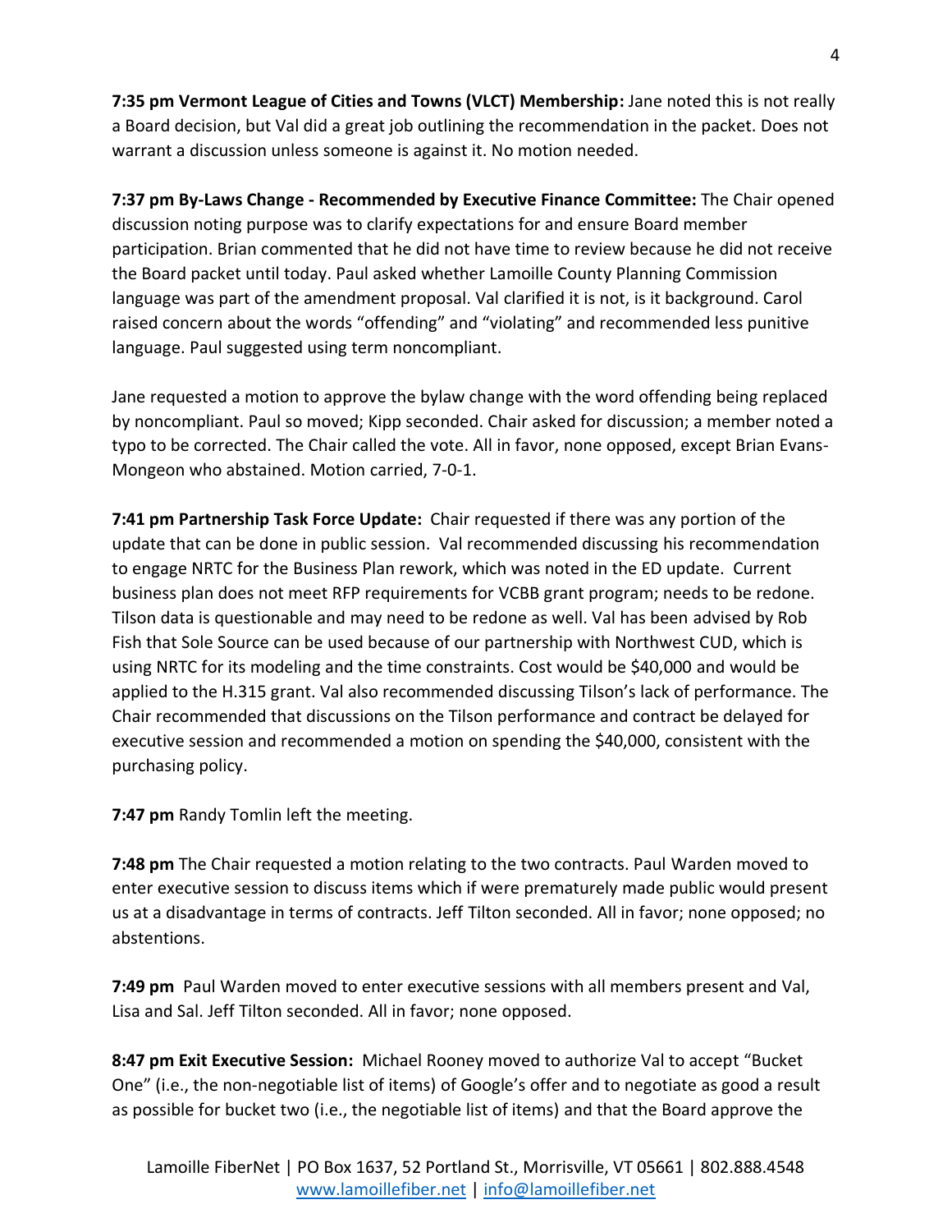**7:35 pm Vermont League of Cities and Towns (VLCT) Membership:** Jane noted this is not really a Board decision, but Val did a great job outlining the recommendation in the packet. Does not warrant a discussion unless someone is against it. No motion needed.

**7:37 pm By-Laws Change - Recommended by Executive Finance Committee:** The Chair opened discussion noting purpose was to clarify expectations for and ensure Board member participation. Brian commented that he did not have time to review because he did not receive the Board packet until today. Paul asked whether Lamoille County Planning Commission language was part of the amendment proposal. Val clarified it is not, is it background. Carol raised concern about the words "offending" and "violating" and recommended less punitive language. Paul suggested using term noncompliant.

Jane requested a motion to approve the bylaw change with the word offending being replaced by noncompliant. Paul so moved; Kipp seconded. Chair asked for discussion; a member noted a typo to be corrected. The Chair called the vote. All in favor, none opposed, except Brian Evans-Mongeon who abstained. Motion carried, 7-0-1.

**7:41 pm Partnership Task Force Update:** Chair requested if there was any portion of the update that can be done in public session. Val recommended discussing his recommendation to engage NRTC for the Business Plan rework, which was noted in the ED update. Current business plan does not meet RFP requirements for VCBB grant program; needs to be redone. Tilson data is questionable and may need to be redone as well. Val has been advised by Rob Fish that Sole Source can be used because of our partnership with Northwest CUD, which is using NRTC for its modeling and the time constraints. Cost would be $40,000 and would be applied to the H.315 grant. Val also recommended discussing Tilson's lack of performance. The Chair recommended that discussions on the Tilson performance and contract be delayed for executive session and recommended a motion on spending the $40,000, consistent with the purchasing policy.

**7:47 pm** Randy Tomlin left the meeting.

**7:48 pm** The Chair requested a motion relating to the two contracts. Paul Warden moved to enter executive session to discuss items which if were prematurely made public would present us at a disadvantage in terms of contracts. Jeff Tilton seconded. All in favor; none opposed; no abstentions.

**7:49 pm** Paul Warden moved to enter executive sessions with all members present and Val, Lisa and Sal. Jeff Tilton seconded. All in favor; none opposed.

**8:47 pm Exit Executive Session:** Michael Rooney moved to authorize Val to accept "Bucket One" (i.e., the non-negotiable list of items) of Google's offer and to negotiate as good a result as possible for bucket two (i.e., the negotiable list of items) and that the Board approve the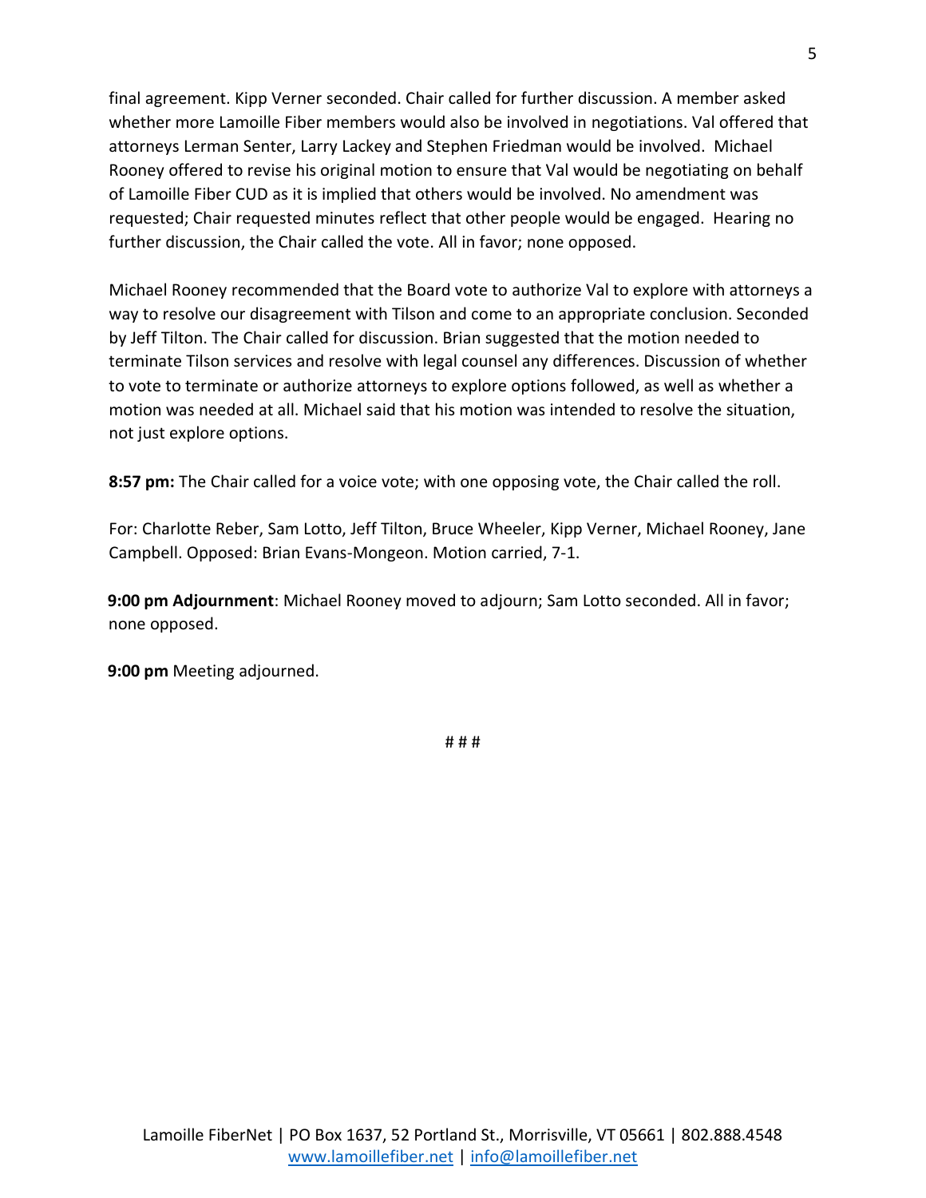final agreement. Kipp Verner seconded. Chair called for further discussion. A member asked whether more Lamoille Fiber members would also be involved in negotiations. Val offered that attorneys Lerman Senter, Larry Lackey and Stephen Friedman would be involved. Michael Rooney offered to revise his original motion to ensure that Val would be negotiating on behalf of Lamoille Fiber CUD as it is implied that others would be involved. No amendment was requested; Chair requested minutes reflect that other people would be engaged. Hearing no further discussion, the Chair called the vote. All in favor; none opposed.

Michael Rooney recommended that the Board vote to authorize Val to explore with attorneys a way to resolve our disagreement with Tilson and come to an appropriate conclusion. Seconded by Jeff Tilton. The Chair called for discussion. Brian suggested that the motion needed to terminate Tilson services and resolve with legal counsel any differences. Discussion of whether to vote to terminate or authorize attorneys to explore options followed, as well as whether a motion was needed at all. Michael said that his motion was intended to resolve the situation, not just explore options.

**8:57 pm:** The Chair called for a voice vote; with one opposing vote, the Chair called the roll.

For: Charlotte Reber, Sam Lotto, Jeff Tilton, Bruce Wheeler, Kipp Verner, Michael Rooney, Jane Campbell. Opposed: Brian Evans-Mongeon. Motion carried, 7-1.

**9:00 pm Adjournment**: Michael Rooney moved to adjourn; Sam Lotto seconded. All in favor; none opposed.

**9:00 pm** Meeting adjourned.

# # #